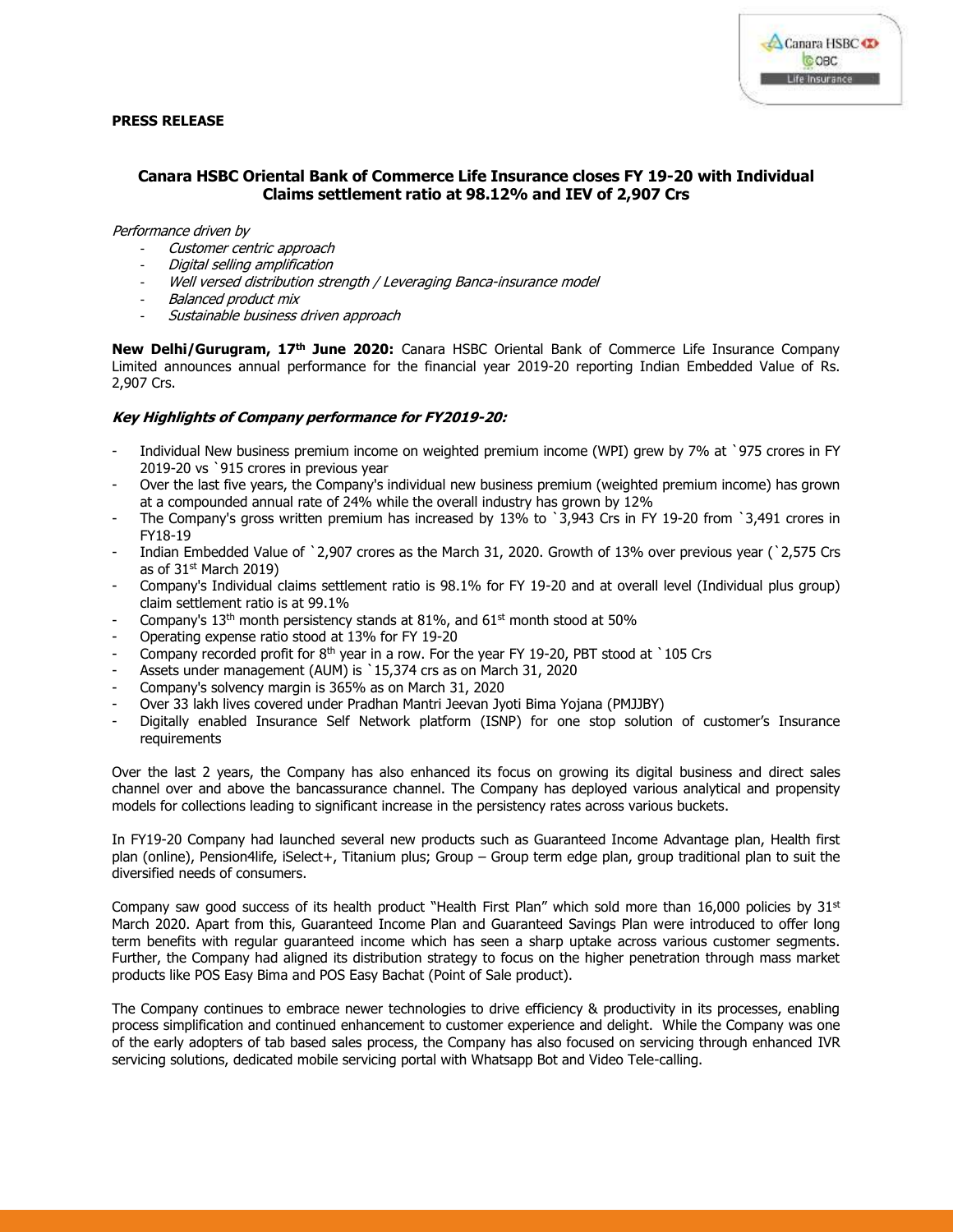**PRESS RELEASE**

## Canara HSBC Oriental Bank of Commerce Life Insurance closes FY 19-20 with Individual Claims settlement ratio at 98.12% and IEV of 2,907 Crs

*Performance driven by*

- *Customer centric approach*
- *Digital selling amplification*
- *Well versed distribution strength / Leveraging Banca-insurance model*
- *Balanced product mix*
- *Sustainable business driven approach*

**New Delhi/Gurugram, 17th June 2020:** Canara HSBC Oriental Bank of Commerce Life Insurance Company Limited announces annual performance for the financial year 2019-20 reporting Indian Embedded Value of Rs. 2,907 Crs.

### *Key Highlights of Company performance for FY2019-20:*

- Individual New business premium income on weighted premium income (WPI) grew by 7% at `975 crores in FY 2019-20 vs `915 crores in previous year
- Over the last five years, the Company's individual new business premium (weighted premium income) has grown at a compounded annual rate of 24% while the overall industry has grown by 12%
- The Company's gross written premium has increased by 13% to `3,943 Crs in FY 19-20 from `3,491 crores in FY18-19
- Indian Embedded Value of `2,907 crores as the March 31, 2020. Growth of 13% over previous year (`2,575 Crs as of 31st March 2019)
- Company's Individual claims settlement ratio is 98.1% for FY 19-20 and at overall level (Individual plus group) claim settlement ratio is at 99.1%
- Company's 13th month persistency stands at 81%, and 61st month stood at 50%
- Operating expense ratio stood at 13% for FY 19-20
- Company recorded profit for 8th year in a row. For the year FY 19-20, PBT stood at `105 Crs
- Assets under management (AUM) is `15,374 crs as on March 31, 2020
- Company's solvency margin is 365% as on March 31, 2020
- Over 33 lakh lives covered under Pradhan Mantri Jeevan Jyoti Bima Yojana (PMJJBY)
- Digitally enabled Insurance Self Network platform (ISNP) for one stop solution of customer's Insurance requirements

Over the last 2 years, the Company has also enhanced its focus on growing its digital business and direct sales channel over and above the bancassurance channel. The Company has deployed various analytical and propensity models for collections leading to significant increase in the persistency rates across various buckets.

In FY19-20 Company had launched several new products such as Guaranteed Income Advantage plan, Health first plan (online), Pension4life, iSelect+, Titanium plus; Group – Group term edge plan, group traditional plan to suit the diversified needs of consumers.

Company saw good success of its health product "Health First Plan" which sold more than 16,000 policies by 31st March 2020. Apart from this, Guaranteed Income Plan and Guaranteed Savings Plan were introduced to offer long term benefits with regular guaranteed income which has seen a sharp uptake across various customer segments. Further, the Company had aligned its distribution strategy to focus on the higher penetration through mass market products like POS Easy Bima and POS Easy Bachat (Point of Sale product).

The Company continues to embrace newer technologies to drive efficiency & productivity in its processes, enabling process simplification and continued enhancement to customer experience and delight. While the Company was one of the early adopters of tab based sales process, the Company has also focused on servicing through enhanced IVR servicing solutions, dedicated mobile servicing portal with Whatsapp Bot and Video Tele-calling.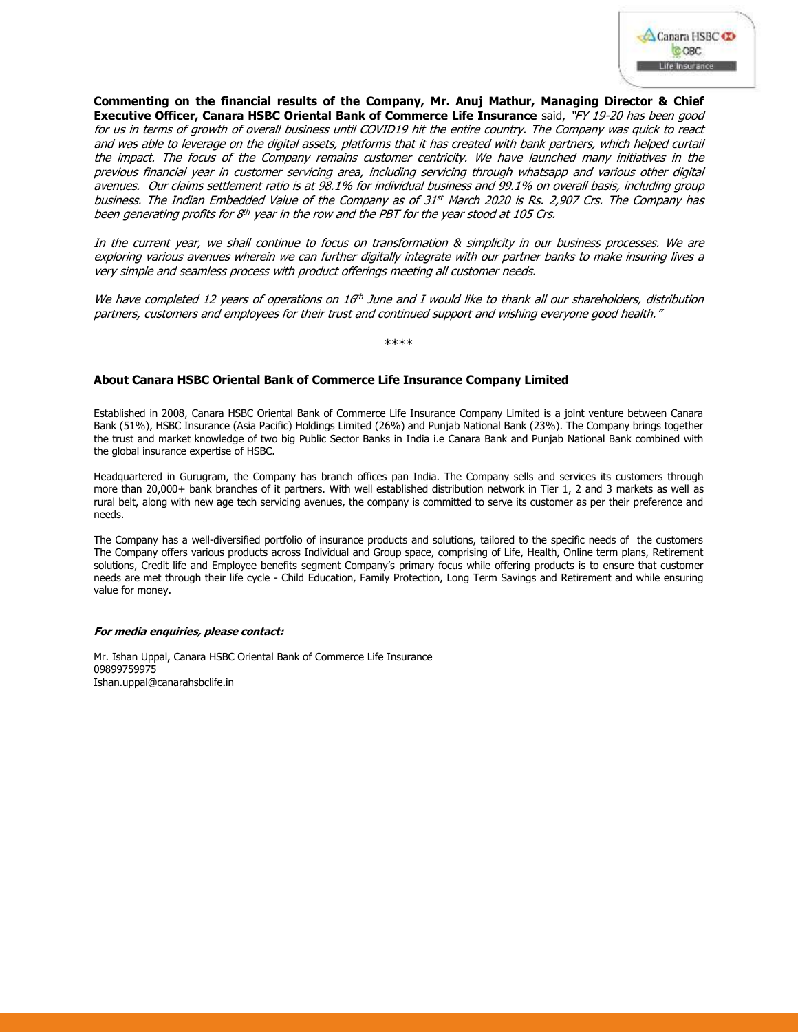**Commenting on the financial results of the Company, Mr. Anuj Mathur, Managing Director & Chief Executive Officer, Canara HSBC Oriental Bank of Commerce Life Insurance** said, *"FY 19-20 has been good for us in terms of growth of overall business until COVID19 hit the entire country. The Company was quick to react and was able to leverage on the digital assets, platforms that it has created with bank partners, which helped curtail the impact. The focus of the Company remains customer centricity. We have launched many initiatives in the previous financial year in customer servicing area, including servicing through whatsapp and various other digital avenues. Our claims settlement ratio is at 98.1% for individual business and 99.1% on overall basis, including group business. The Indian Embedded Value of the Company as of 31st March 2020 is Rs. 2,907 Crs. The Company has been generating profits for 8th year in the row and the PBT for the year stood at 105 Crs.*

*In the current year, we shall continue to focus on transformation & simplicity in our business processes. We are exploring various avenues wherein we can further digitally integrate with our partner banks to make insuring lives a very simple and seamless process with product offerings meeting all customer needs.*

*We have completed 12 years of operations on 16th June and I would like to thank all our shareholders, distribution partners, customers and employees for their trust and continued support and wishing everyone good health."*

****

## About Canara HSBC Oriental Bank of Commerce Life Insurance Company Limited

Established in 2008, Canara HSBC Oriental Bank of Commerce Life Insurance Company Limited is a joint venture between Canara Bank (51%), HSBC Insurance (Asia Pacific) Holdings Limited (26%) and Punjab National Bank (23%). The Company brings together the trust and market knowledge of two big Public Sector Banks in India i.e Canara Bank and Punjab National Bank combined with the global insurance expertise of HSBC.

Headquartered in Gurugram, the Company has branch offices pan India. The Company sells and services its customers through more than 20,000+ bank branches of it partners. With well established distribution network in Tier 1, 2 and 3 markets as well as rural belt, along with new age tech servicing avenues, the company is committed to serve its customer as per their preference and needs.

The Company has a well-diversified portfolio of insurance products and solutions, tailored to the specific needs of the customers The Company offers various products across Individual and Group space, comprising of Life, Health, Online term plans, Retirement solutions, Credit life and Employee benefits segment Company's primary focus while offering products is to ensure that customer needs are met through their life cycle - Child Education, Family Protection, Long Term Savings and Retirement and while ensuring value for money.

***For media enquiries, please contact:***

Mr. Ishan Uppal, Canara HSBC Oriental Bank of Commerce Life Insurance
09899759975
Ishan.uppal@canarahsbclife.in